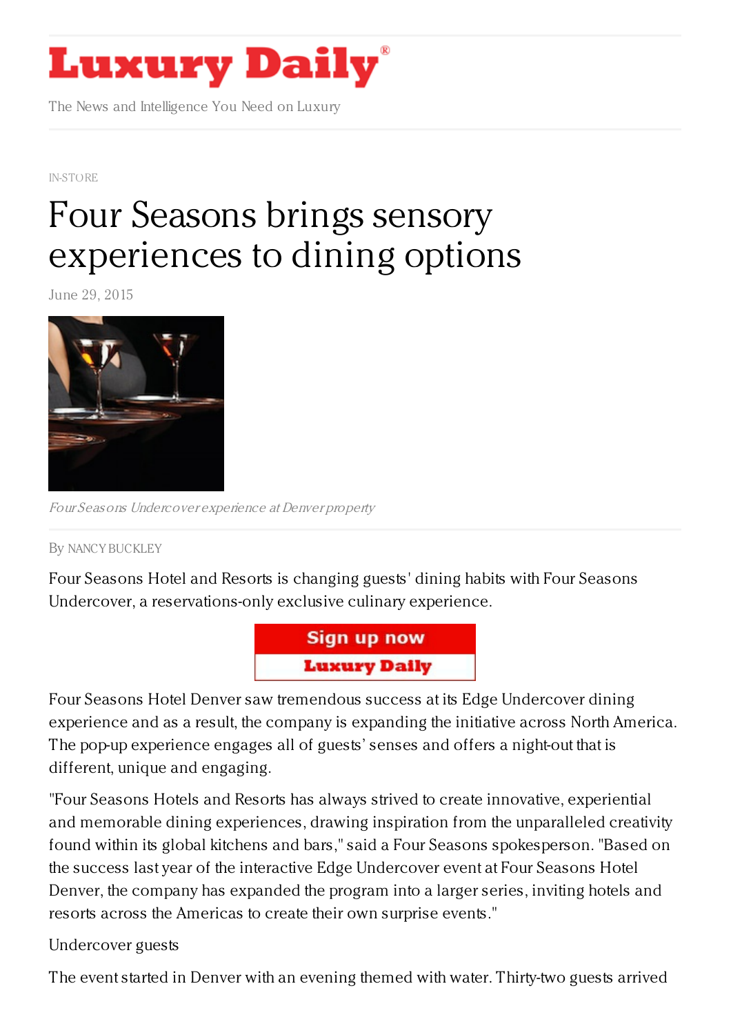# Luxury Daily

The News and Intelligence You Need on Luxury

IN-STORE

# Four Seasons brings sensory experiences to dining options

June 29, 2015

*Four Seasons Undercover experience at Denver property*

By NANCY BUCKLEY

Four Seasons Hotel and Resorts is changing guests' dining habits with Four Seasons Undercover, a reservations-only exclusive culinary experience.

Four Seasons Hotel Denver saw tremendous success at its Edge Undercover dining experience and as a result, the company is expanding the initiative across North America. The pop-up experience engages all of guests' senses and offers a night-out that is different, unique and engaging.

"Four Seasons Hotels and Resorts has always strived to create innovative, experiential and memorable dining experiences, drawing inspiration from the unparalleled creativity found within its global kitchens and bars," said a Four Seasons spokesperson. "Based on the success last year of the interactive Edge Undercover event at Four Seasons Hotel Denver, the company has expanded the program into a larger series, inviting hotels and resorts across the Americas to create their own surprise events."

Undercover guests

The event started in Denver with an evening themed with water. Thirty-two guests arrived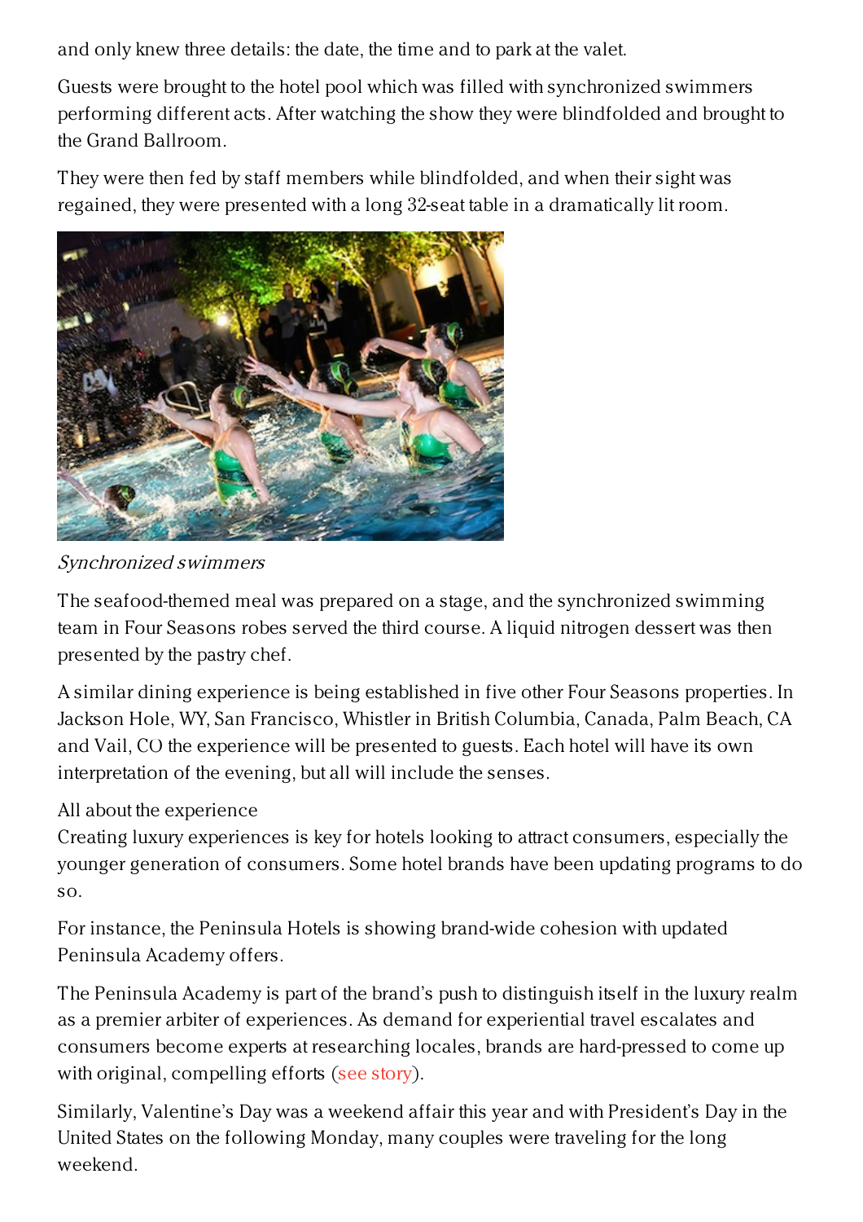and only knew three details: the date, the time and to park at the valet.

Guests were brought to the hotel pool which was filled with synchronized swimmers performing different acts. After watching the show they were blindfolded and brought to the Grand Ballroom.

They were then fed by staff members while blindfolded, and when their sight was regained, they were presented with a long 32-seat table in a dramatically lit room.

*Synchronized swimmers*

The seafood-themed meal was prepared on a stage, and the synchronized swimming team in Four Seasons robes served the third course. A liquid nitrogen dessert was then presented by the pastry chef.

A similar dining experience is being established in five other Four Seasons properties. In Jackson Hole, WY, San Francisco, Whistler in British Columbia, Canada, Palm Beach, CA and Vail, CO the experience will be presented to guests. Each hotel will have its own interpretation of the evening, but all will include the senses.

All about the experience

Creating luxury experiences is key for hotels looking to attract consumers, especially the younger generation of consumers. Some hotel brands have been updating programs to do so.

For instance, the Peninsula Hotels is showing brand-wide cohesion with updated Peninsula Academy offers.

The Peninsula Academy is part of the brand's push to distinguish itself in the luxury realm as a premier arbiter of experiences. As demand for experiential travel escalates and consumers become experts at researching locales, brands are hard-pressed to come up with original, compelling efforts (see story).

Similarly, Valentine's Day was a weekend affair this year and with President's Day in the United States on the following Monday, many couples were traveling for the long weekend.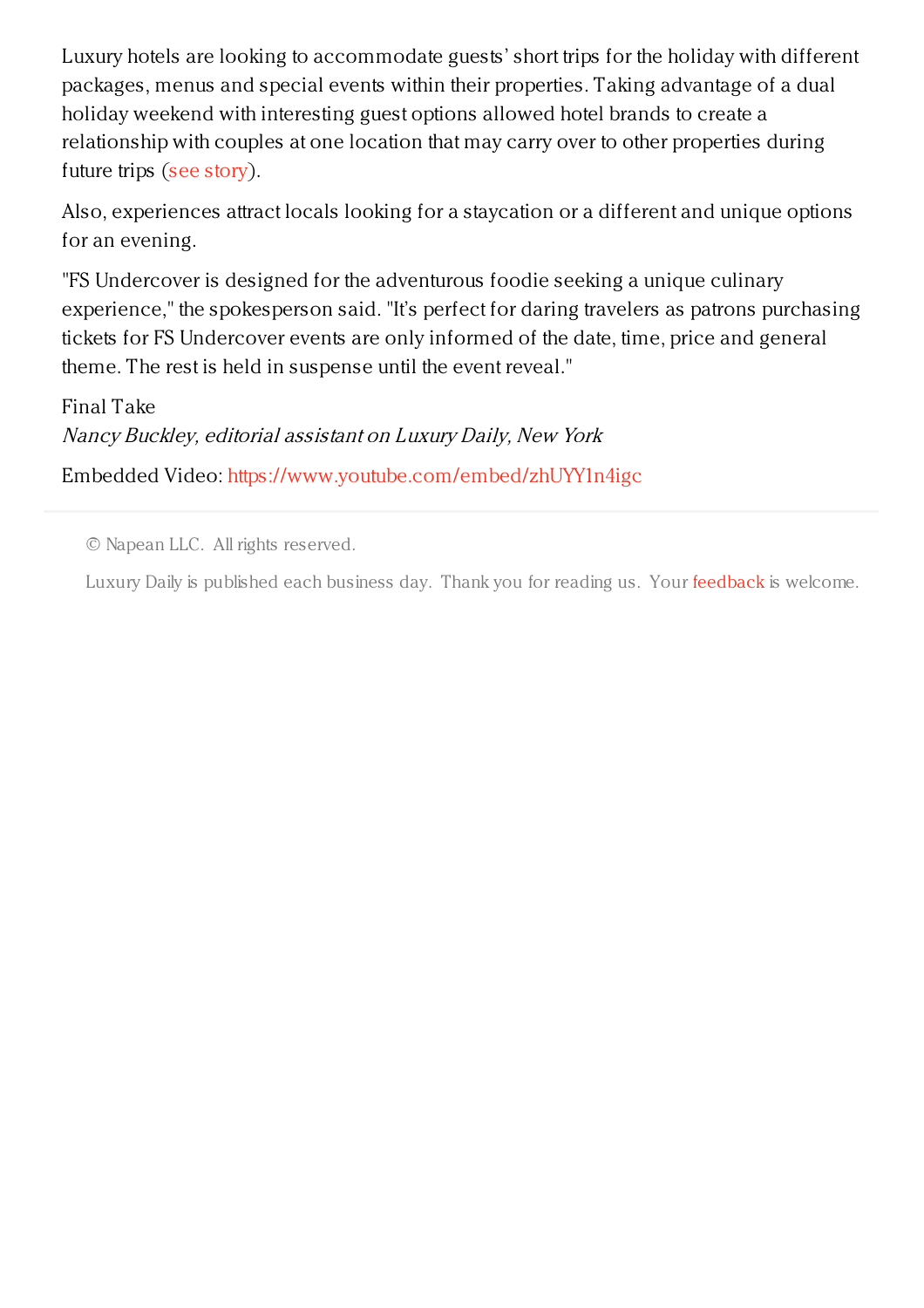Luxury hotels are looking to accommodate guests' short trips for the holiday with different packages, menus and special events within their properties. Taking advantage of a dual holiday weekend with interesting guest options allowed hotel brands to create a relationship with couples at one location that may carry over to other properties during future trips (see story).

Also, experiences attract locals looking for a staycation or a different and unique options for an evening.

"FS Undercover is designed for the adventurous foodie seeking a unique culinary experience," the spokesperson said. "It's perfect for daring travelers as patrons purchasing tickets for FS Undercover events are only informed of the date, time, price and general theme. The rest is held in suspense until the event reveal."

Final Take
*Nancy Buckley, editorial assistant on Luxury Daily, New York*

Embedded Video: https://www.youtube.com/embed/zhUYY1n4igc

© Napean LLC. All rights reserved.

Luxury Daily is published each business day. Thank you for reading us. Your feedback is welcome.